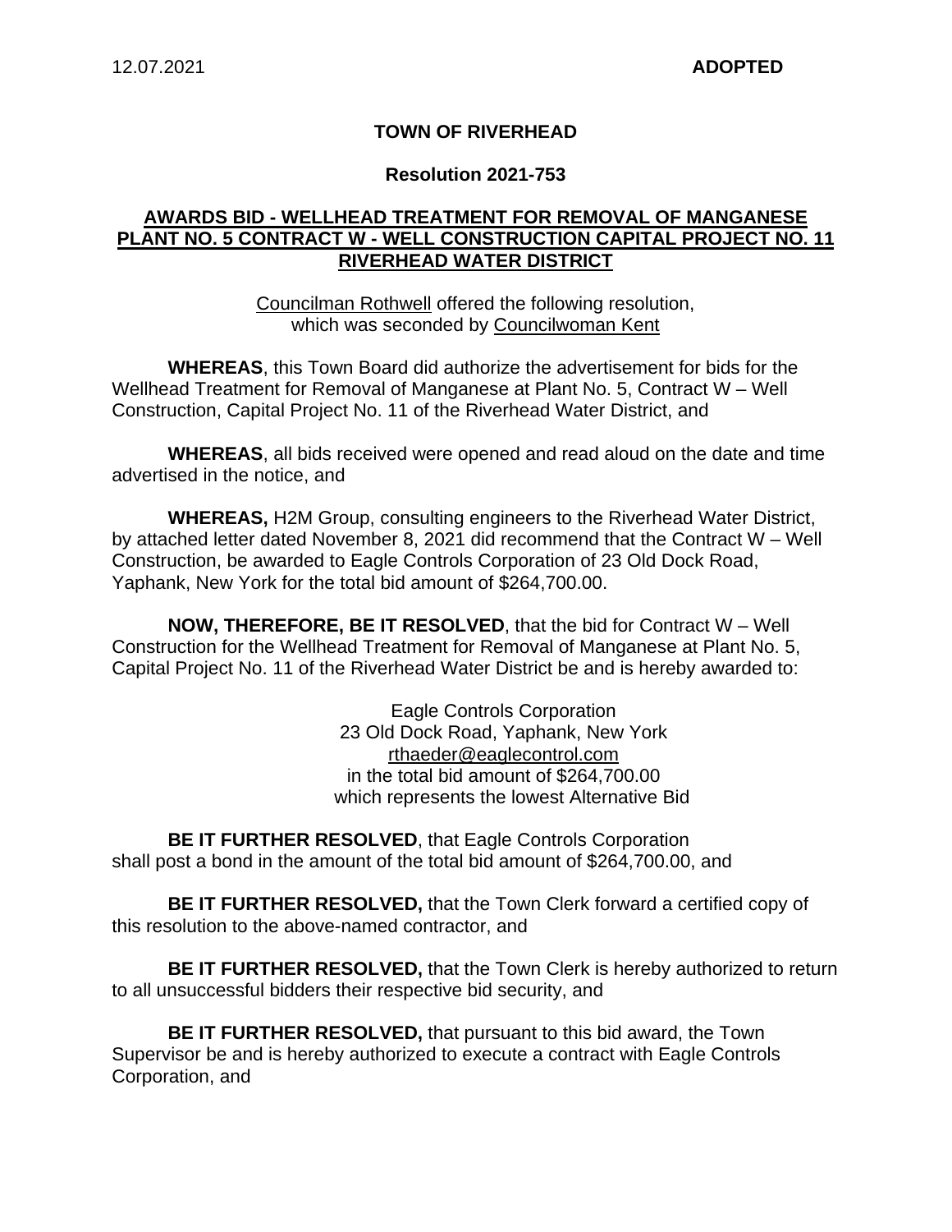12.07.2021 **ADOPTED**

**TOWN OF RIVERHEAD**

**Resolution 2021-753**

**AWARDS BID - WELLHEAD TREATMENT FOR REMOVAL OF MANGANESE PLANT NO. 5 CONTRACT W - WELL CONSTRUCTION CAPITAL PROJECT NO. 11 RIVERHEAD WATER DISTRICT**

Councilman Rothwell offered the following resolution,
which was seconded by Councilwoman Kent

**WHEREAS**, this Town Board did authorize the advertisement for bids for the Wellhead Treatment for Removal of Manganese at Plant No. 5, Contract W – Well Construction, Capital Project No. 11 of the Riverhead Water District, and

**WHEREAS**, all bids received were opened and read aloud on the date and time advertised in the notice, and

**WHEREAS,** H2M Group, consulting engineers to the Riverhead Water District, by attached letter dated November 8, 2021 did recommend that the Contract W – Well Construction, be awarded to Eagle Controls Corporation of 23 Old Dock Road, Yaphank, New York for the total bid amount of $264,700.00.

**NOW, THEREFORE, BE IT RESOLVED**, that the bid for Contract W – Well Construction for the Wellhead Treatment for Removal of Manganese at Plant No. 5, Capital Project No. 11 of the Riverhead Water District be and is hereby awarded to:

Eagle Controls Corporation
23 Old Dock Road, Yaphank, New York
rthaeder@eaglecontrol.com
in the total bid amount of $264,700.00
which represents the lowest Alternative Bid

**BE IT FURTHER RESOLVED**, that Eagle Controls Corporation shall post a bond in the amount of the total bid amount of $264,700.00, and

**BE IT FURTHER RESOLVED,** that the Town Clerk forward a certified copy of this resolution to the above-named contractor, and

**BE IT FURTHER RESOLVED,** that the Town Clerk is hereby authorized to return to all unsuccessful bidders their respective bid security, and

**BE IT FURTHER RESOLVED,** that pursuant to this bid award, the Town Supervisor be and is hereby authorized to execute a contract with Eagle Controls Corporation, and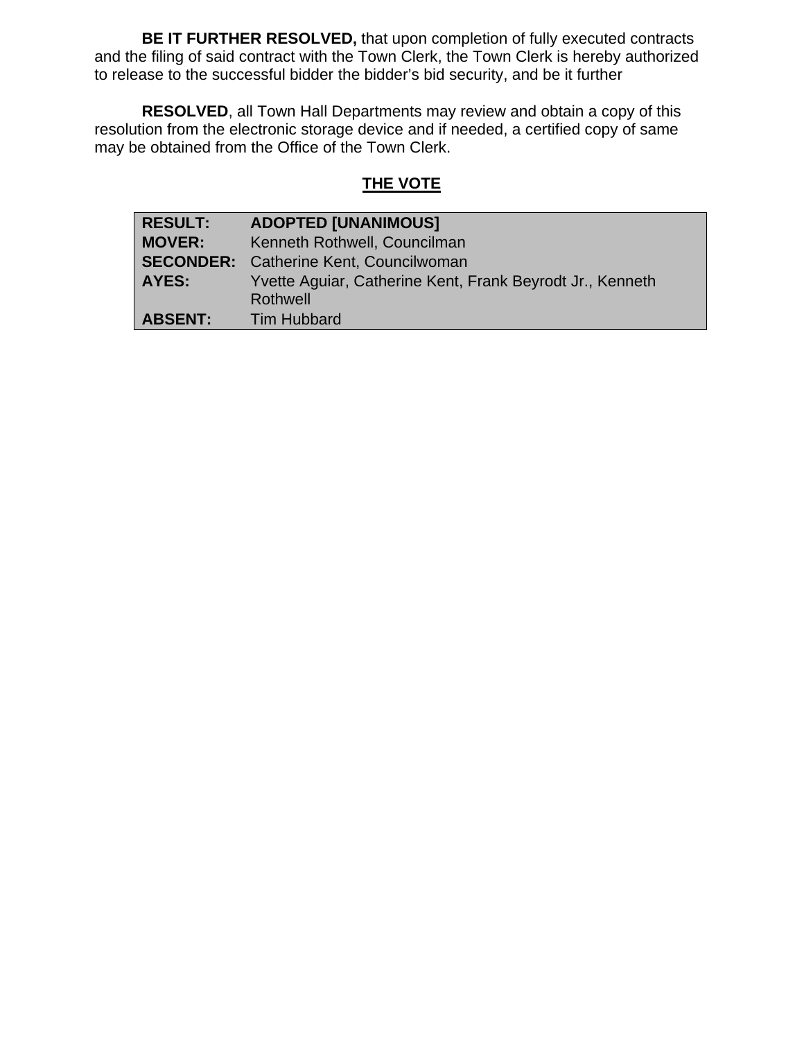**BE IT FURTHER RESOLVED,** that upon completion of fully executed contracts and the filing of said contract with the Town Clerk, the Town Clerk is hereby authorized to release to the successful bidder the bidder's bid security, and be it further

**RESOLVED**, all Town Hall Departments may review and obtain a copy of this resolution from the electronic storage device and if needed, a certified copy of same may be obtained from the Office of the Town Clerk.

## THE VOTE

| | |
|---|---|
| **RESULT:** | **ADOPTED [UNANIMOUS]** |
| **MOVER:** | Kenneth Rothwell, Councilman |
| **SECONDER:** | Catherine Kent, Councilwoman |
| **AYES:** | Yvette Aguiar, Catherine Kent, Frank Beyrodt Jr., Kenneth Rothwell |
| **ABSENT:** | Tim Hubbard |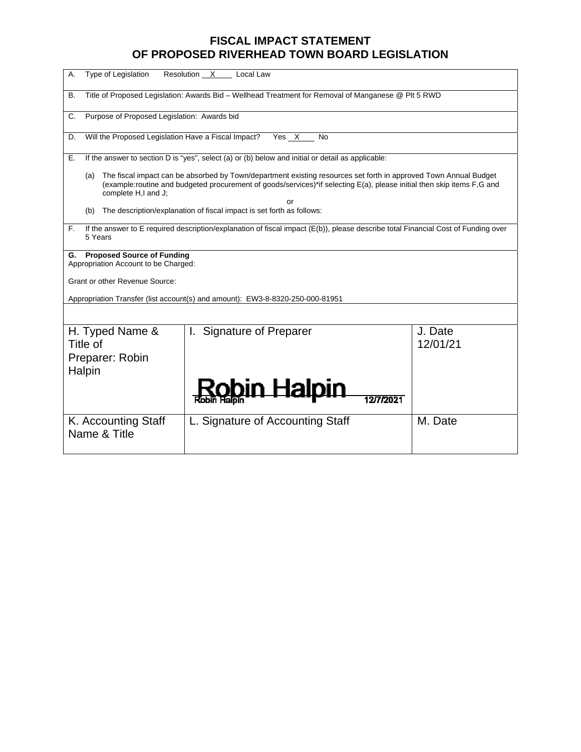# FISCAL IMPACT STATEMENT
# OF PROPOSED RIVERHEAD TOWN BOARD LEGISLATION

A. Type of Legislation Resolution \_\_X\_\_\_\_ Local Law

B. Title of Proposed Legislation: Awards Bid – Wellhead Treatment for Removal of Manganese @ Plt 5 RWD

C. Purpose of Proposed Legislation: Awards bid

D. Will the Proposed Legislation Have a Fiscal Impact? Yes \_X\_\_\_\_ No

E. If the answer to section D is "yes", select (a) or (b) below and initial or detail as applicable:

(a) The fiscal impact can be absorbed by Town/department existing resources set forth in approved Town Annual Budget (example:routine and budgeted procurement of goods/services)\*if selecting E(a), please initial then skip items F,G and complete H,I and J;

or

(b) The description/explanation of fiscal impact is set forth as follows:

F. If the answer to E required description/explanation of fiscal impact (E(b)), please describe total Financial Cost of Funding over 5 Years

**G. Proposed Source of Funding**
Appropriation Account to be Charged:

Grant or other Revenue Source:

Appropriation Transfer (list account(s) and amount): EW3-8-8320-250-000-81951

| | | |
|---|---|---|
| H. Typed Name & Title of Preparer: Robin Halpin | I. Signature of Preparer<br><br>Robin Halpin<br>Robin Halpin 12/7/2021 | J. Date<br>12/01/21 |
| K. Accounting Staff Name & Title | L. Signature of Accounting Staff | M. Date |